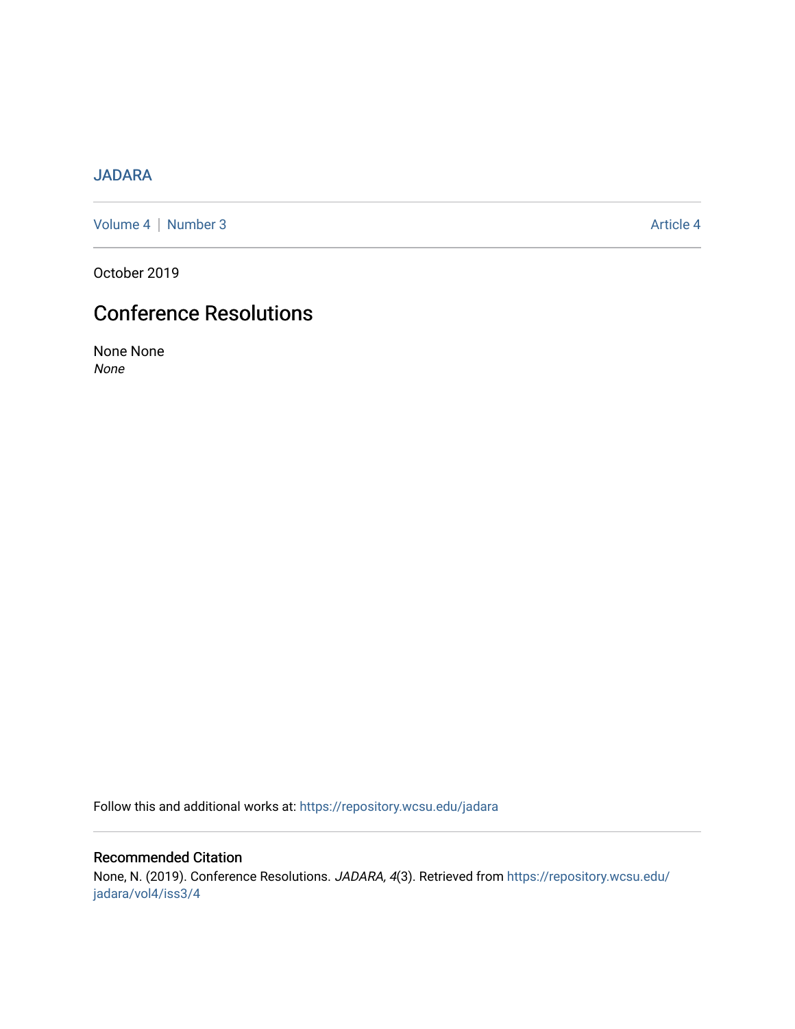JADARA

Volume 4 | Number 3 Article 4

October 2019

# Conference Resolutions

None None
*None*

Follow this and additional works at: https://repository.wcsu.edu/jadara

## Recommended Citation

None, N. (2019). Conference Resolutions. *JADARA, 4*(3). Retrieved from https://repository.wcsu.edu/jadara/vol4/iss3/4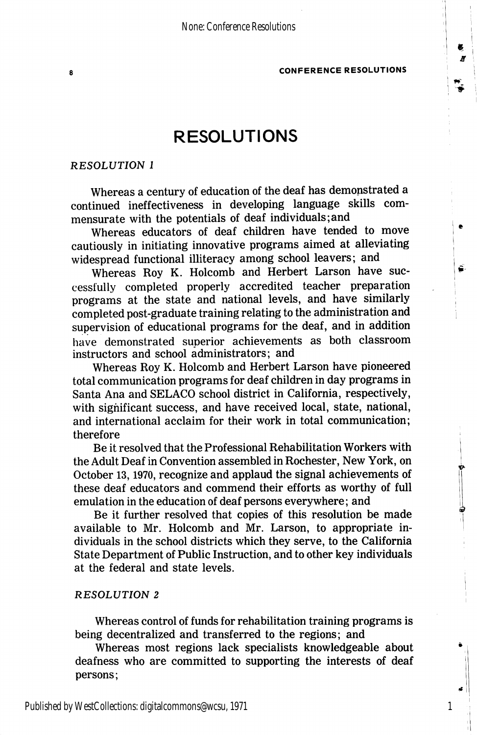# RESOLUTIONS

*RESOLUTION 1*

Whereas a century of education of the deaf has demonstrated a continued ineffectiveness in developing language skills commensurate with the potentials of deaf individuals;and

Whereas educators of deaf children have tended to move cautiously in initiating innovative programs aimed at alleviating widespread functional illiteracy among school leavers; and

Whereas Roy K. Holcomb and Herbert Larson have successfully completed properly accredited teacher preparation programs at the state and national levels, and have similarly completed post-graduate training relating to the administration and supervision of educational programs for the deaf, and in addition have demonstrated superior achievements as both classroom instructors and school administrators; and

Whereas Roy K. Holcomb and Herbert Larson have pioneered total communication programs for deaf children in day programs in Santa Ana and SELACO school district in California, respectively, with significant success, and have received local, state, national, and international acclaim for their work in total communication; therefore

Be it resolved that the Professional Rehabilitation Workers with the Adult Deaf in Convention assembled in Rochester, New York, on October 13, 1970, recognize and applaud the signal achievements of these deaf educators and commend their efforts as worthy of full emulation in the education of deaf persons everywhere; and

Be it further resolved that copies of this resolution be made available to Mr. Holcomb and Mr. Larson, to appropriate individuals in the school districts which they serve, to the California State Department of Public Instruction, and to other key individuals at the federal and state levels.

*RESOLUTION 2*

Whereas control of funds for rehabilitation training programs is being decentralized and transferred to the regions; and

Whereas most regions lack specialists knowledgeable about deafness who are committed to supporting the interests of deaf persons;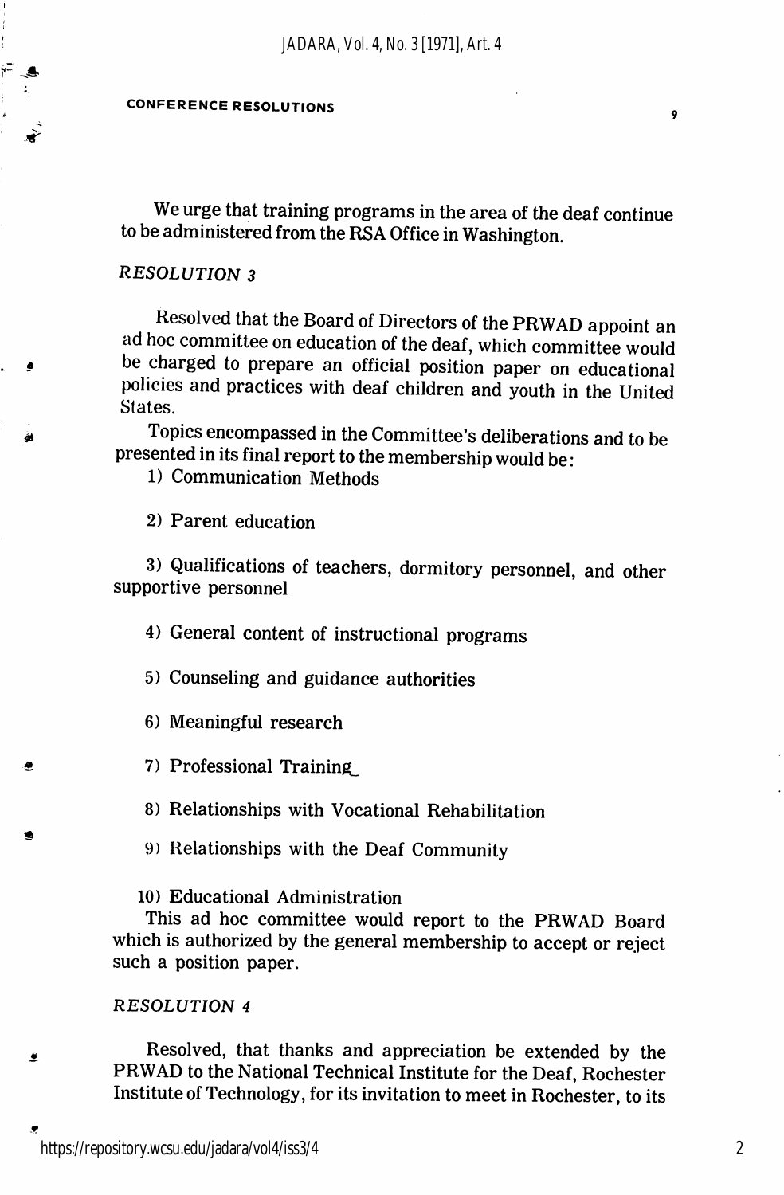We urge that training programs in the area of the deaf continue to be administered from the RSA Office in Washington.

*RESOLUTION 3*

Resolved that the Board of Directors of the PRWAD appoint an ad hoc committee on education of the deaf, which committee would be charged to prepare an official position paper on educational policies and practices with deaf children and youth in the United States.

Topics encompassed in the Committee's deliberations and to be presented in its final report to the membership would be:

1) Communication Methods

2) Parent education

3) Qualifications of teachers, dormitory personnel, and other supportive personnel

4) General content of instructional programs

5) Counseling and guidance authorities

6) Meaningful research

7) Professional Training

8) Relationships with Vocational Rehabilitation

9) Relationships with the Deaf Community

10) Educational Administration

This ad hoc committee would report to the PRWAD Board which is authorized by the general membership to accept or reject such a position paper.

*RESOLUTION 4*

Resolved, that thanks and appreciation be extended by the PRWAD to the National Technical Institute for the Deaf, Rochester Institute of Technology, for its invitation to meet in Rochester, to its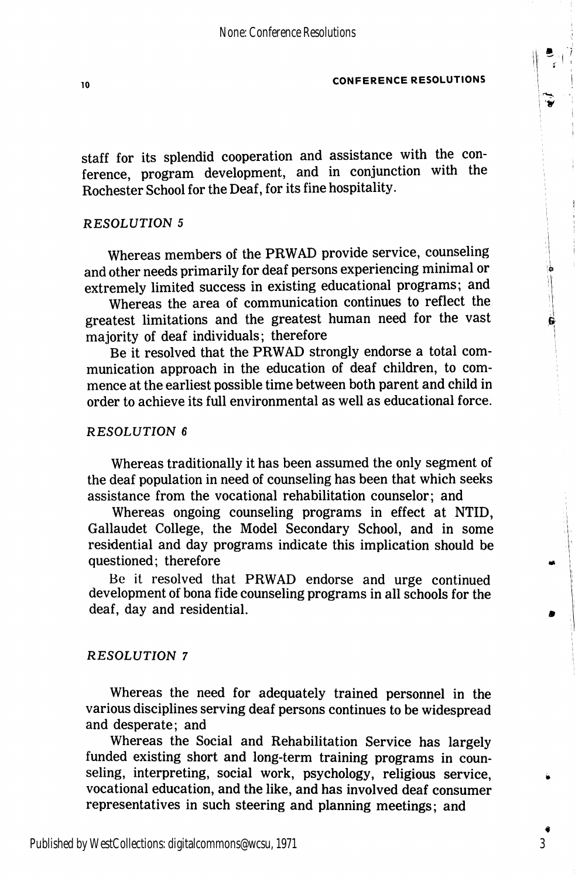staff for its splendid cooperation and assistance with the conference, program development, and in conjunction with the Rochester School for the Deaf, for its fine hospitality.

*RESOLUTION 5*

Whereas members of the PRWAD provide service, counseling and other needs primarily for deaf persons experiencing minimal or extremely limited success in existing educational programs; and

Whereas the area of communication continues to reflect the greatest limitations and the greatest human need for the vast majority of deaf individuals; therefore

Be it resolved that the PRWAD strongly endorse a total communication approach in the education of deaf children, to commence at the earliest possible time between both parent and child in order to achieve its full environmental as well as educational force.

*RESOLUTION 6*

Whereas traditionally it has been assumed the only segment of the deaf population in need of counseling has been that which seeks assistance from the vocational rehabilitation counselor; and

Whereas ongoing counseling programs in effect at NTID, Gallaudet College, the Model Secondary School, and in some residential and day programs indicate this implication should be questioned; therefore

Be it resolved that PRWAD endorse and urge continued development of bona fide counseling programs in all schools for the deaf, day and residential.

*RESOLUTION 7*

Whereas the need for adequately trained personnel in the various disciplines serving deaf persons continues to be widespread and desperate; and

Whereas the Social and Rehabilitation Service has largely funded existing short and long-term training programs in counseling, interpreting, social work, psychology, religious service, vocational education, and the like, and has involved deaf consumer representatives in such steering and planning meetings; and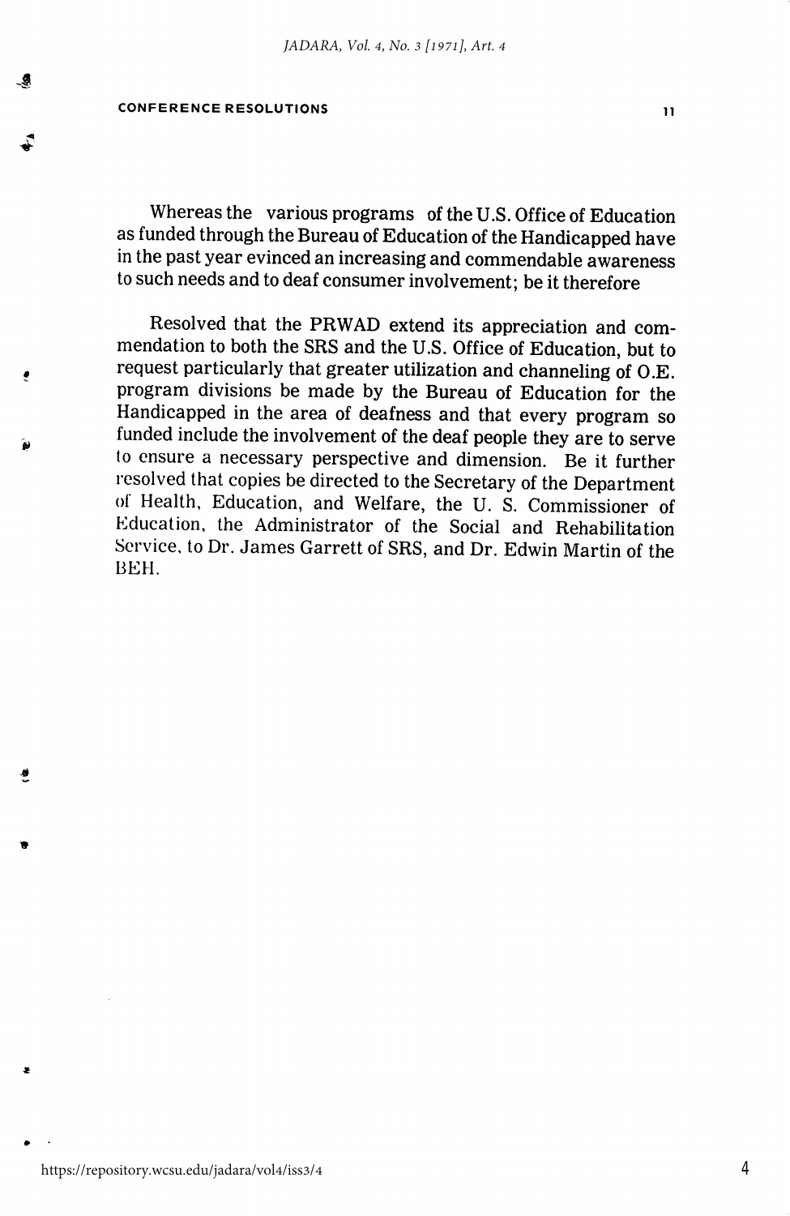Whereas the various programs of the U.S. Office of Education as funded through the Bureau of Education of the Handicapped have in the past year evinced an increasing and commendable awareness to such needs and to deaf consumer involvement; be it therefore

Resolved that the PRWAD extend its appreciation and commendation to both the SRS and the U.S. Office of Education, but to request particularly that greater utilization and channeling of O.E. program divisions be made by the Bureau of Education for the Handicapped in the area of deafness and that every program so funded include the involvement of the deaf people they are to serve to ensure a necessary perspective and dimension. Be it further resolved that copies be directed to the Secretary of the Department of Health, Education, and Welfare, the U. S. Commissioner of Education, the Administrator of the Social and Rehabilitation Service, to Dr. James Garrett of SRS, and Dr. Edwin Martin of the BEH.